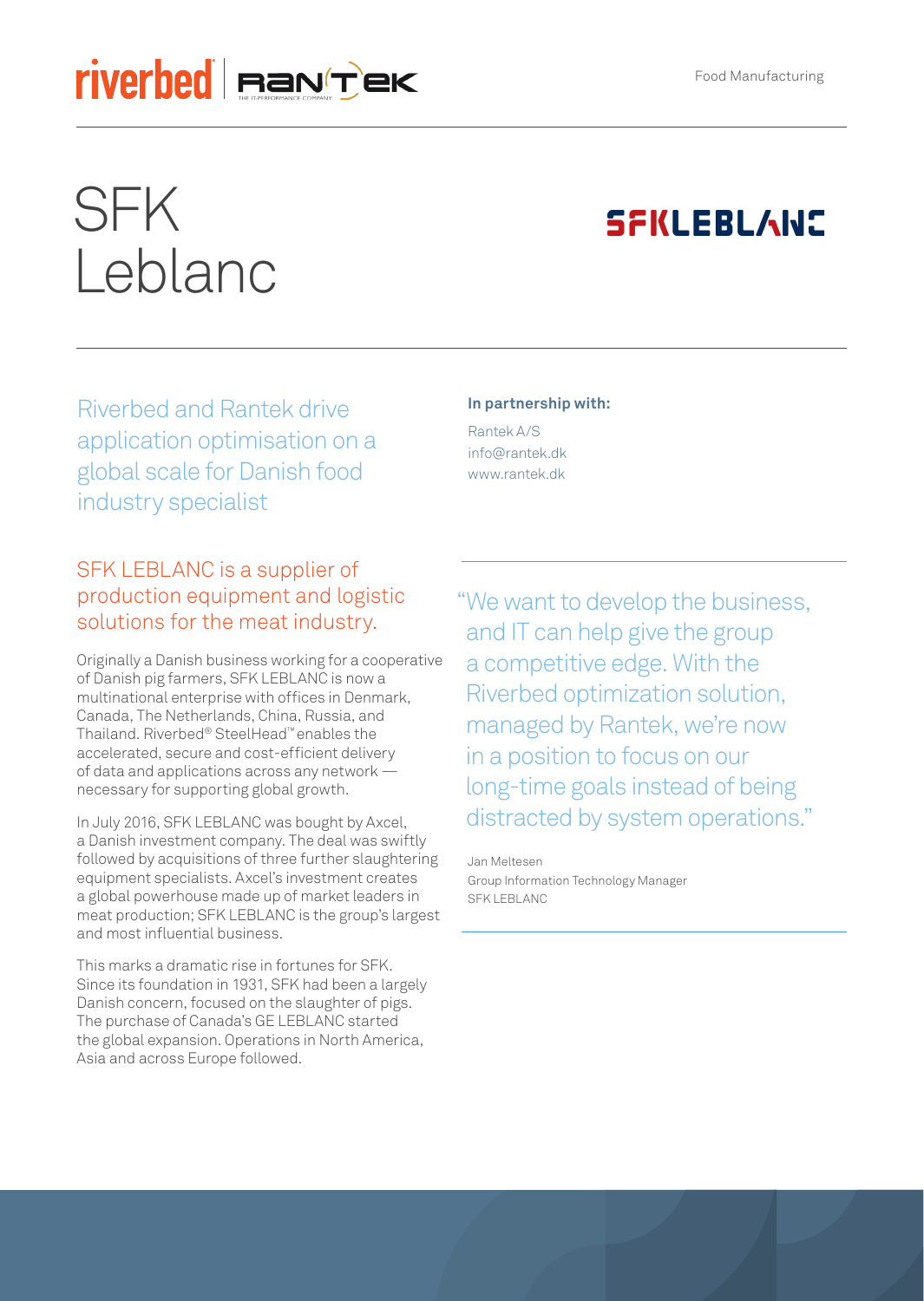Food Manufacturing

# SFK Leblanc

## Riverbed and Rantek drive application optimisation on a global scale for Danish food industry specialist

**In partnership with:**

Rantek A/S
info@rantek.dk
www.rantek.dk

### SFK LEBLANC is a supplier of production equipment and logistic solutions for the meat industry.

Originally a Danish business working for a cooperative of Danish pig farmers, SFK LEBLANC is now a multinational enterprise with offices in Denmark, Canada, The Netherlands, China, Russia, and Thailand. Riverbed® SteelHead™ enables the accelerated, secure and cost-efficient delivery of data and applications across any network — necessary for supporting global growth.

In July 2016, SFK LEBLANC was bought by Axcel, a Danish investment company. The deal was swiftly followed by acquisitions of three further slaughtering equipment specialists. Axcel's investment creates a global powerhouse made up of market leaders in meat production; SFK LEBLANC is the group's largest and most influential business.

This marks a dramatic rise in fortunes for SFK. Since its foundation in 1931, SFK had been a largely Danish concern, focused on the slaughter of pigs. The purchase of Canada's GE LEBLANC started the global expansion. Operations in North America, Asia and across Europe followed.

> "We want to develop the business, and IT can help give the group a competitive edge. With the Riverbed optimization solution, managed by Rantek, we're now in a position to focus on our long-time goals instead of being distracted by system operations."
>
> Jan Meltesen
> Group Information Technology Manager
> SFK LEBLANC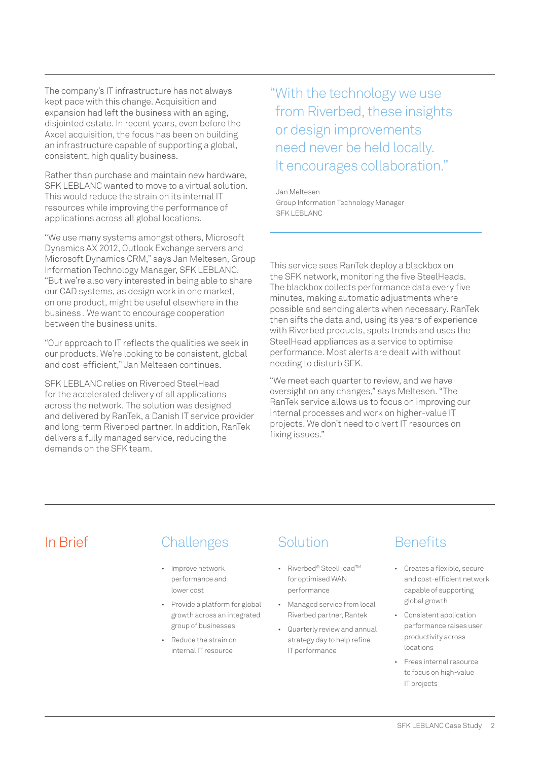The company's IT infrastructure has not always kept pace with this change. Acquisition and expansion had left the business with an aging, disjointed estate. In recent years, even before the Axcel acquisition, the focus has been on building an infrastructure capable of supporting a global, consistent, high quality business.

Rather than purchase and maintain new hardware, SFK LEBLANC wanted to move to a virtual solution. This would reduce the strain on its internal IT resources while improving the performance of applications across all global locations.

"We use many systems amongst others, Microsoft Dynamics AX 2012, Outlook Exchange servers and Microsoft Dynamics CRM," says Jan Meltesen, Group Information Technology Manager, SFK LEBLANC. "But we're also very interested in being able to share our CAD systems, as design work in one market, on one product, might be useful elsewhere in the business . We want to encourage cooperation between the business units.

"Our approach to IT reflects the qualities we seek in our products. We're looking to be consistent, global and cost-efficient," Jan Meltesen continues.

SFK LEBLANC relies on Riverbed SteelHead for the accelerated delivery of all applications across the network. The solution was designed and delivered by RanTek, a Danish IT service provider and long-term Riverbed partner. In addition, RanTek delivers a fully managed service, reducing the demands on the SFK team.

> "With the technology we use from Riverbed, these insights or design improvements need never be held locally. It encourages collaboration."
>
> Jan Meltesen
> Group Information Technology Manager
> SFK LEBLANC

This service sees RanTek deploy a blackbox on the SFK network, monitoring the five SteelHeads. The blackbox collects performance data every five minutes, making automatic adjustments where possible and sending alerts when necessary. RanTek then sifts the data and, using its years of experience with Riverbed products, spots trends and uses the SteelHead appliances as a service to optimise performance. Most alerts are dealt with without needing to disturb SFK.

"We meet each quarter to review, and we have oversight on any changes," says Meltesen. "The RanTek service allows us to focus on improving our internal processes and work on higher-value IT projects. We don't need to divert IT resources on fixing issues."

## In Brief

### Challenges

- Improve network performance and lower cost
- Provide a platform for global growth across an integrated group of businesses
- Reduce the strain on internal IT resource

### Solution

- Riverbed® SteelHead™ for optimised WAN performance
- Managed service from local Riverbed partner, Rantek
- Quarterly review and annual strategy day to help refine IT performance

### Benefits

- Creates a flexible, secure and cost-efficient network capable of supporting global growth
- Consistent application performance raises user productivity across locations
- Frees internal resource to focus on high-value IT projects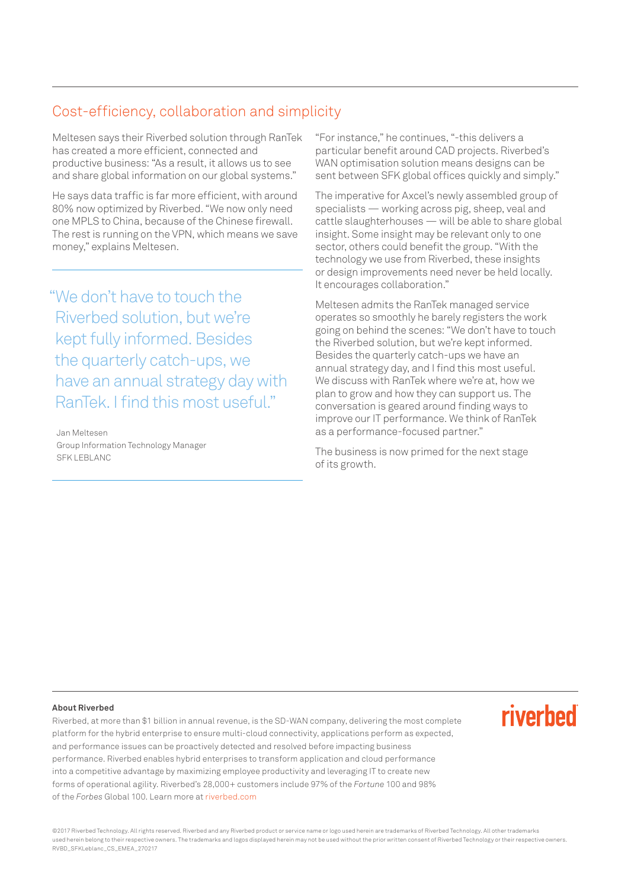## Cost-efficiency, collaboration and simplicity

Meltesen says their Riverbed solution through RanTek has created a more efficient, connected and productive business: "As a result, it allows us to see and share global information on our global systems."

He says data traffic is far more efficient, with around 80% now optimized by Riverbed. "We now only need one MPLS to China, because of the Chinese firewall. The rest is running on the VPN, which means we save money," explains Meltesen.

> "We don't have to touch the Riverbed solution, but we're kept fully informed. Besides the quarterly catch-ups, we have an annual strategy day with RanTek. I find this most useful."
>
> Jan Meltesen
> Group Information Technology Manager
> SFK LEBLANC

"For instance," he continues, "-this delivers a particular benefit around CAD projects. Riverbed's WAN optimisation solution means designs can be sent between SFK global offices quickly and simply."

The imperative for Axcel's newly assembled group of specialists — working across pig, sheep, veal and cattle slaughterhouses — will be able to share global insight. Some insight may be relevant only to one sector, others could benefit the group. "With the technology we use from Riverbed, these insights or design improvements need never be held locally. It encourages collaboration."

Meltesen admits the RanTek managed service operates so smoothly he barely registers the work going on behind the scenes: "We don't have to touch the Riverbed solution, but we're kept informed. Besides the quarterly catch-ups we have an annual strategy day, and I find this most useful. We discuss with RanTek where we're at, how we plan to grow and how they can support us. The conversation is geared around finding ways to improve our IT performance. We think of RanTek as a performance-focused partner."

The business is now primed for the next stage of its growth.

**About Riverbed**

Riverbed, at more than $1 billion in annual revenue, is the SD-WAN company, delivering the most complete platform for the hybrid enterprise to ensure multi-cloud connectivity, applications perform as expected, and performance issues can be proactively detected and resolved before impacting business performance. Riverbed enables hybrid enterprises to transform application and cloud performance into a competitive advantage by maximizing employee productivity and leveraging IT to create new forms of operational agility. Riverbed's 28,000+ customers include 97% of the *Fortune* 100 and 98% of the *Forbes* Global 100. Learn more at riverbed.com

riverbed

©2017 Riverbed Technology. All rights reserved. Riverbed and any Riverbed product or service name or logo used herein are trademarks of Riverbed Technology. All other trademarks used herein belong to their respective owners. The trademarks and logos displayed herein may not be used without the prior written consent of Riverbed Technology or their respective owners. RVBD_SFKLeblanc_CS_EMEA_270217